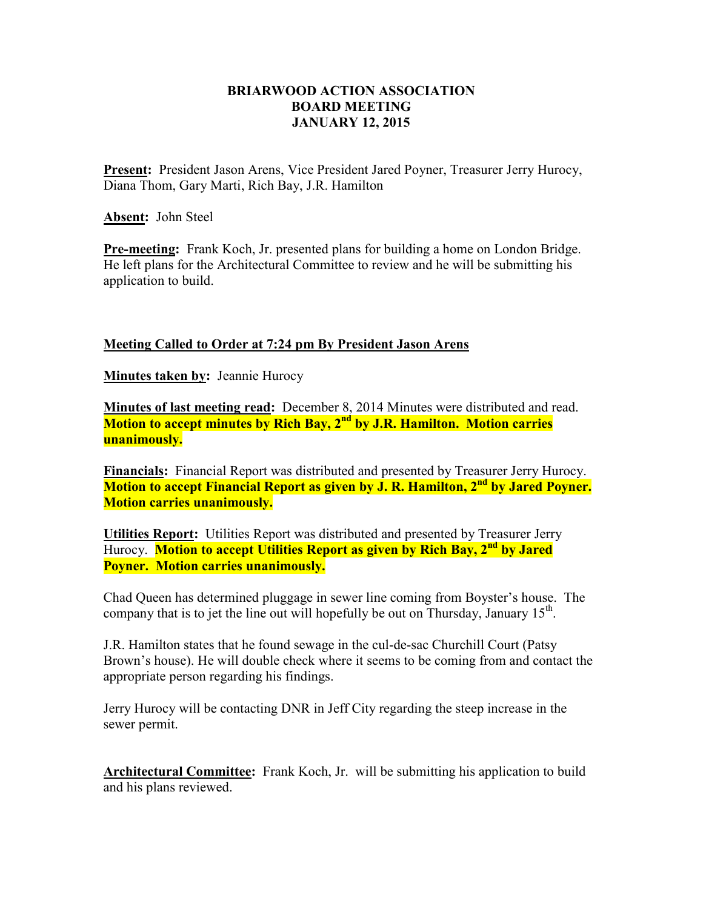**BRIARWOOD ACTION ASSOCIATION**
**BOARD MEETING**
**JANUARY 12, 2015**

**Present:** President Jason Arens, Vice President Jared Poyner, Treasurer Jerry Hurocy, Diana Thom, Gary Marti, Rich Bay, J.R. Hamilton

**Absent:** John Steel

**Pre-meeting:** Frank Koch, Jr. presented plans for building a home on London Bridge. He left plans for the Architectural Committee to review and he will be submitting his application to build.

**Meeting Called to Order at 7:24 pm By President Jason Arens**

**Minutes taken by:** Jeannie Hurocy

**Minutes of last meeting read:** December 8, 2014 Minutes were distributed and read. **Motion to accept minutes by Rich Bay, 2nd by J.R. Hamilton. Motion carries unanimously.**

**Financials:** Financial Report was distributed and presented by Treasurer Jerry Hurocy. **Motion to accept Financial Report as given by J. R. Hamilton, 2nd by Jared Poyner. Motion carries unanimously.**

**Utilities Report:** Utilities Report was distributed and presented by Treasurer Jerry Hurocy. **Motion to accept Utilities Report as given by Rich Bay, 2nd by Jared Poyner. Motion carries unanimously.**

Chad Queen has determined pluggage in sewer line coming from Boyster's house. The company that is to jet the line out will hopefully be out on Thursday, January 15th.

J.R. Hamilton states that he found sewage in the cul-de-sac Churchill Court (Patsy Brown's house). He will double check where it seems to be coming from and contact the appropriate person regarding his findings.

Jerry Hurocy will be contacting DNR in Jeff City regarding the steep increase in the sewer permit.

**Architectural Committee:** Frank Koch, Jr. will be submitting his application to build and his plans reviewed.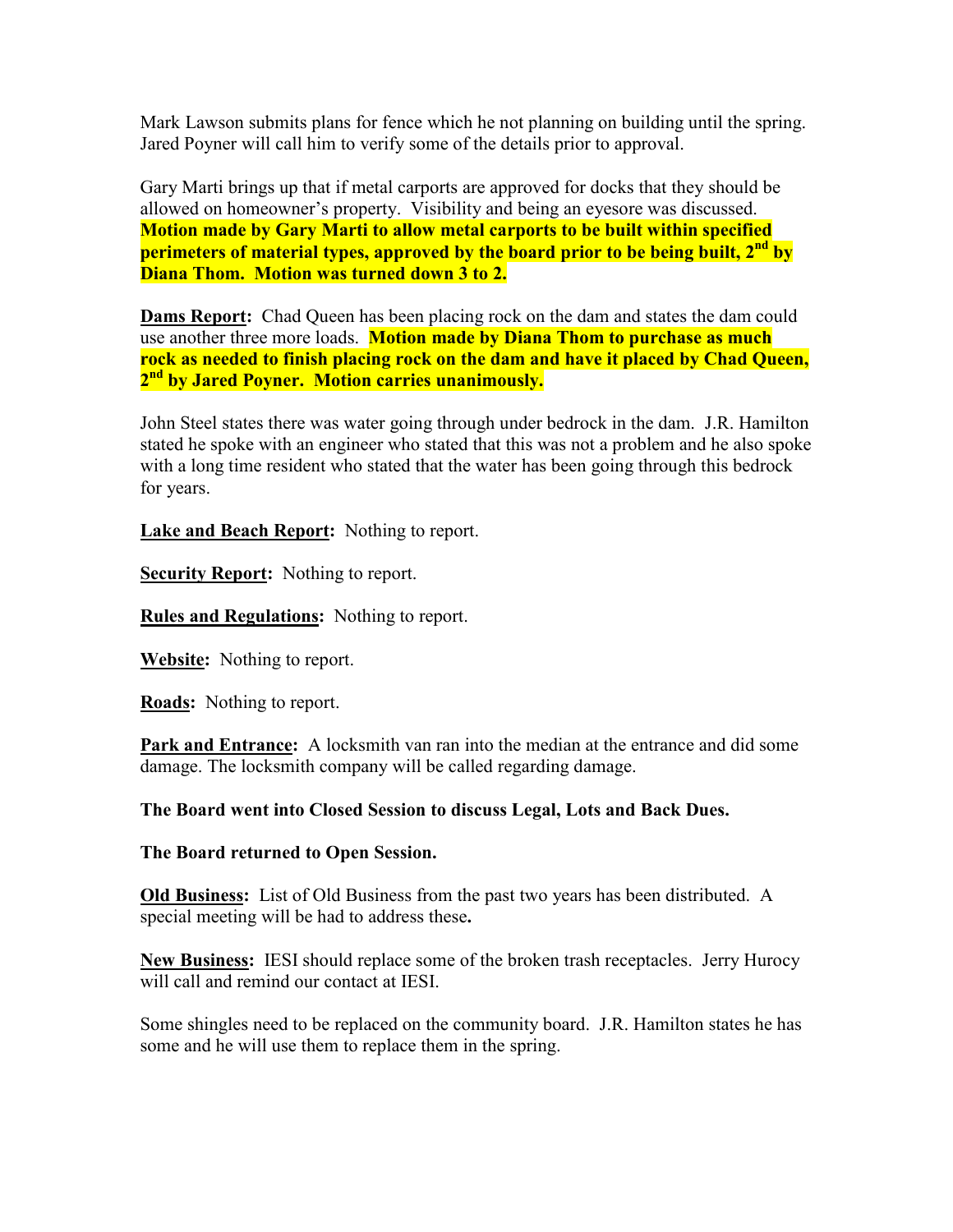Mark Lawson submits plans for fence which he not planning on building until the spring. Jared Poyner will call him to verify some of the details prior to approval.

Gary Marti brings up that if metal carports are approved for docks that they should be allowed on homeowner's property. Visibility and being an eyesore was discussed. **Motion made by Gary Marti to allow metal carports to be built within specified perimeters of material types, approved by the board prior to be being built, 2nd by Diana Thom. Motion was turned down 3 to 2.**

**Dams Report:** Chad Queen has been placing rock on the dam and states the dam could use another three more loads. **Motion made by Diana Thom to purchase as much rock as needed to finish placing rock on the dam and have it placed by Chad Queen, 2nd by Jared Poyner. Motion carries unanimously.**

John Steel states there was water going through under bedrock in the dam. J.R. Hamilton stated he spoke with an engineer who stated that this was not a problem and he also spoke with a long time resident who stated that the water has been going through this bedrock for years.

**Lake and Beach Report:** Nothing to report.

**Security Report:** Nothing to report.

**Rules and Regulations:** Nothing to report.

**Website:** Nothing to report.

**Roads:** Nothing to report.

**Park and Entrance:** A locksmith van ran into the median at the entrance and did some damage. The locksmith company will be called regarding damage.

**The Board went into Closed Session to discuss Legal, Lots and Back Dues.**

**The Board returned to Open Session.**

**Old Business:** List of Old Business from the past two years has been distributed. A special meeting will be had to address these.

**New Business:** IESI should replace some of the broken trash receptacles. Jerry Hurocy will call and remind our contact at IESI.

Some shingles need to be replaced on the community board. J.R. Hamilton states he has some and he will use them to replace them in the spring.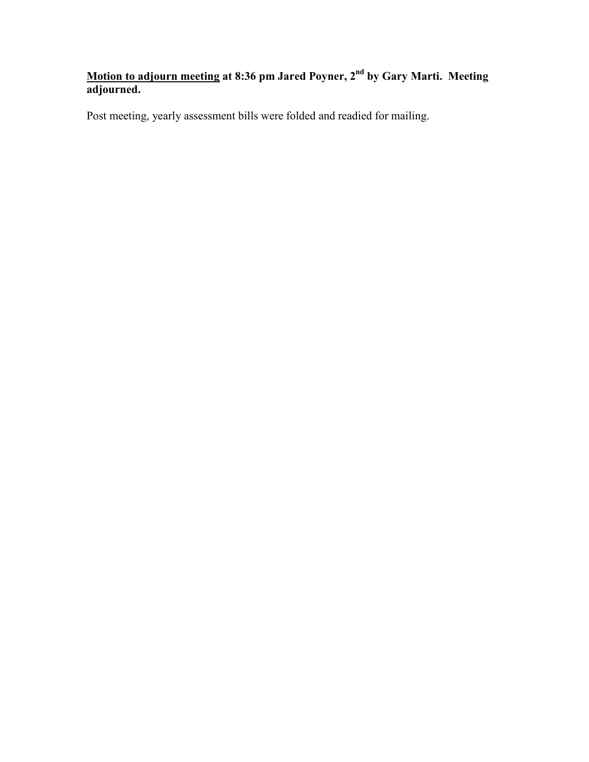**<u>Motion to adjourn meeting</u> at 8:36 pm Jared Poyner, 2nd by Gary Marti. Meeting adjourned.**

Post meeting, yearly assessment bills were folded and readied for mailing.